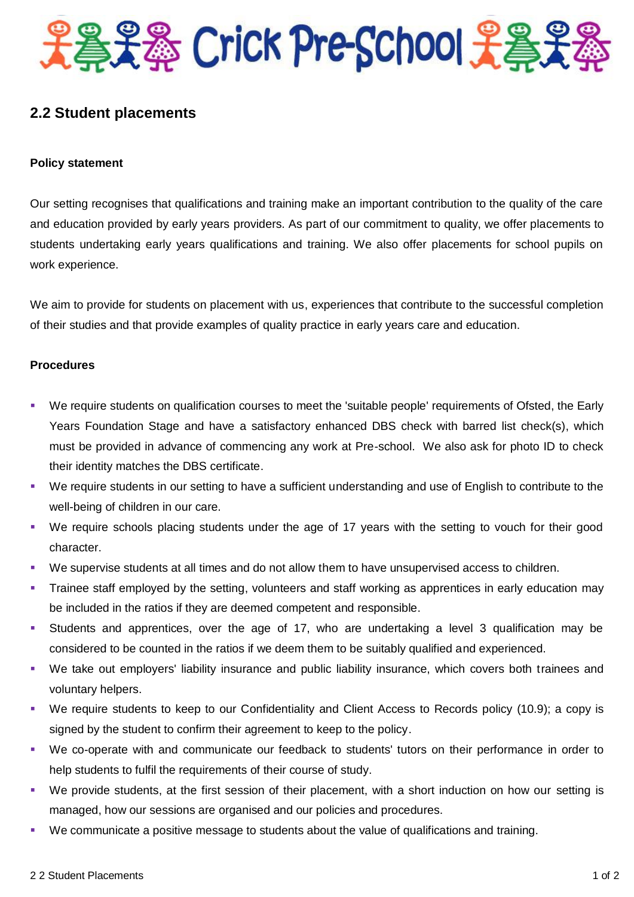# Crick Pre-School

## 2.2 Student placements

**Policy statement**

Our setting recognises that qualifications and training make an important contribution to the quality of the care and education provided by early years providers. As part of our commitment to quality, we offer placements to students undertaking early years qualifications and training. We also offer placements for school pupils on work experience.

We aim to provide for students on placement with us, experiences that contribute to the successful completion of their studies and that provide examples of quality practice in early years care and education.

**Procedures**

- We require students on qualification courses to meet the 'suitable people' requirements of Ofsted, the Early Years Foundation Stage and have a satisfactory enhanced DBS check with barred list check(s), which must be provided in advance of commencing any work at Pre-school. We also ask for photo ID to check their identity matches the DBS certificate.
- We require students in our setting to have a sufficient understanding and use of English to contribute to the well-being of children in our care.
- We require schools placing students under the age of 17 years with the setting to vouch for their good character.
- We supervise students at all times and do not allow them to have unsupervised access to children.
- Trainee staff employed by the setting, volunteers and staff working as apprentices in early education may be included in the ratios if they are deemed competent and responsible.
- Students and apprentices, over the age of 17, who are undertaking a level 3 qualification may be considered to be counted in the ratios if we deem them to be suitably qualified and experienced.
- We take out employers' liability insurance and public liability insurance, which covers both trainees and voluntary helpers.
- We require students to keep to our Confidentiality and Client Access to Records policy (10.9); a copy is signed by the student to confirm their agreement to keep to the policy.
- We co-operate with and communicate our feedback to students' tutors on their performance in order to help students to fulfil the requirements of their course of study.
- We provide students, at the first session of their placement, with a short induction on how our setting is managed, how our sessions are organised and our policies and procedures.
- We communicate a positive message to students about the value of qualifications and training.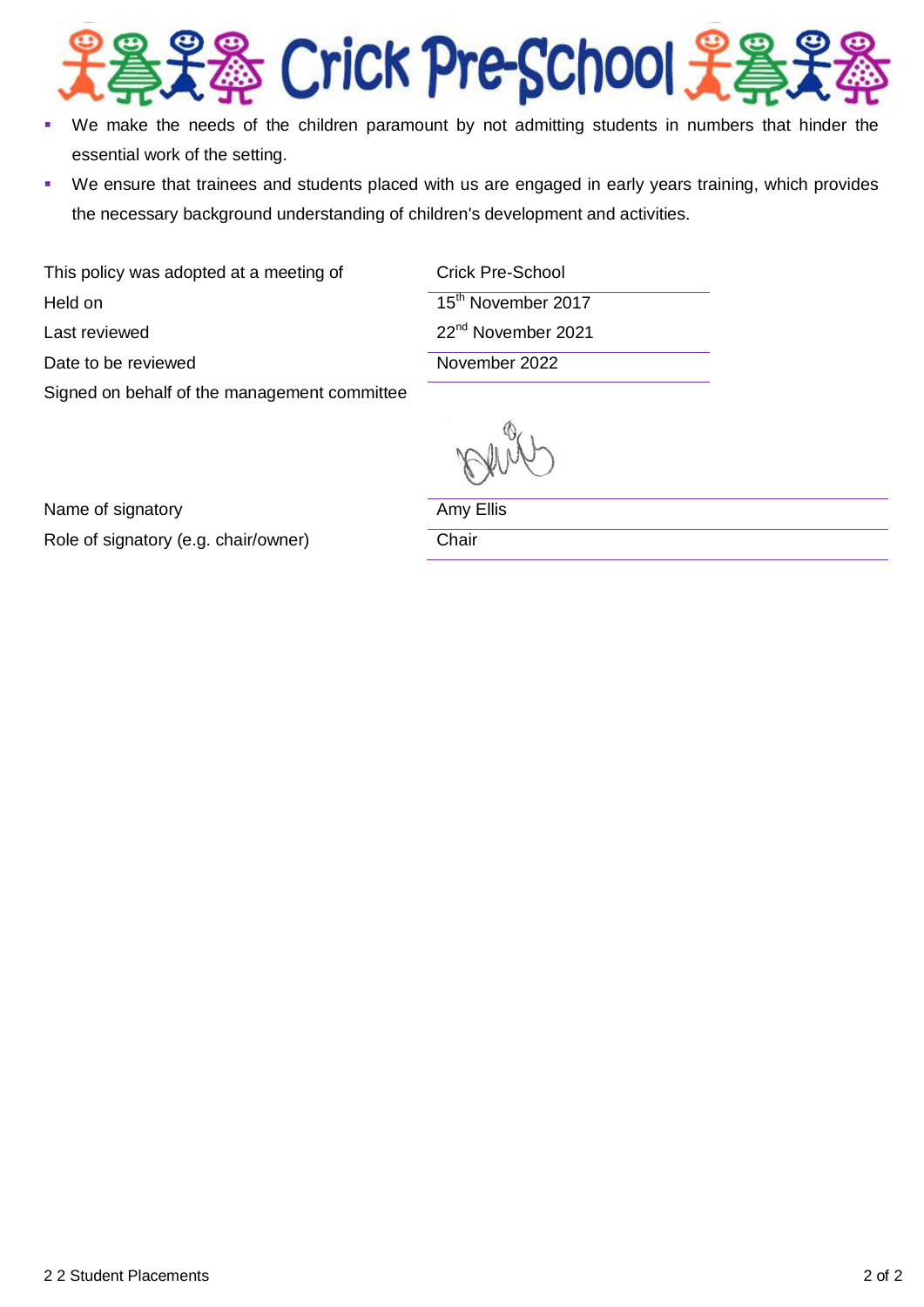- We make the needs of the children paramount by not admitting students in numbers that hinder the essential work of the setting.
- We ensure that trainees and students placed with us are engaged in early years training, which provides the necessary background understanding of children's development and activities.

| | |
|---|---|
| This policy was adopted at a meeting of | Crick Pre-School |
| Held on | 15th November 2017 |
| Last reviewed | 22nd November 2021 |
| Date to be reviewed | November 2022 |
| Signed on behalf of the management committee | |
| Name of signatory | Amy Ellis |
| Role of signatory (e.g. chair/owner) | Chair |